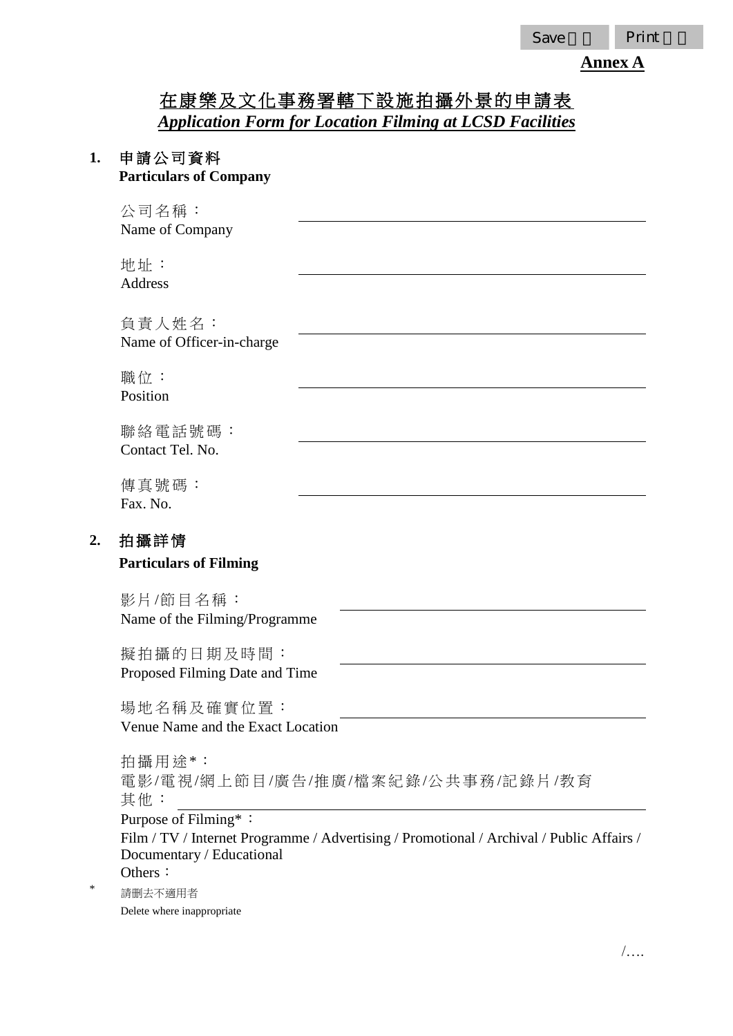**Annex A**

# 在康樂及文化事務署轄下設施拍攝外景的申請表
# *Application Form for Location Filming at LCSD Facilities*

## 1. 申請公司資料
**Particulars of Company**

公司名稱：
Name of Company ______________________________

地址：
Address ______________________________

負責人姓名：
Name of Officer-in-charge ______________________________

職位：
Position ______________________________

聯絡電話號碼：
Contact Tel. No. ______________________________

傳真號碼：
Fax. No. ______________________________

## 2. 拍攝詳情
**Particulars of Filming**

影片/節目名稱：
Name of the Filming/Programme ______________________________

擬拍攝的日期及時間：
Proposed Filming Date and Time ______________________________

場地名稱及確實位置：
Venue Name and the Exact Location ______________________________

拍攝用途*：
電影/電視/網上節目/廣告/推廣/檔案紀錄/公共事務/記錄片/教育
其他：______________________________
Purpose of Filming*：
Film / TV / Internet Programme / Advertising / Promotional / Archival / Public Affairs / Documentary / Educational
Others：

\* 請刪去不適用者
Delete where inappropriate

/….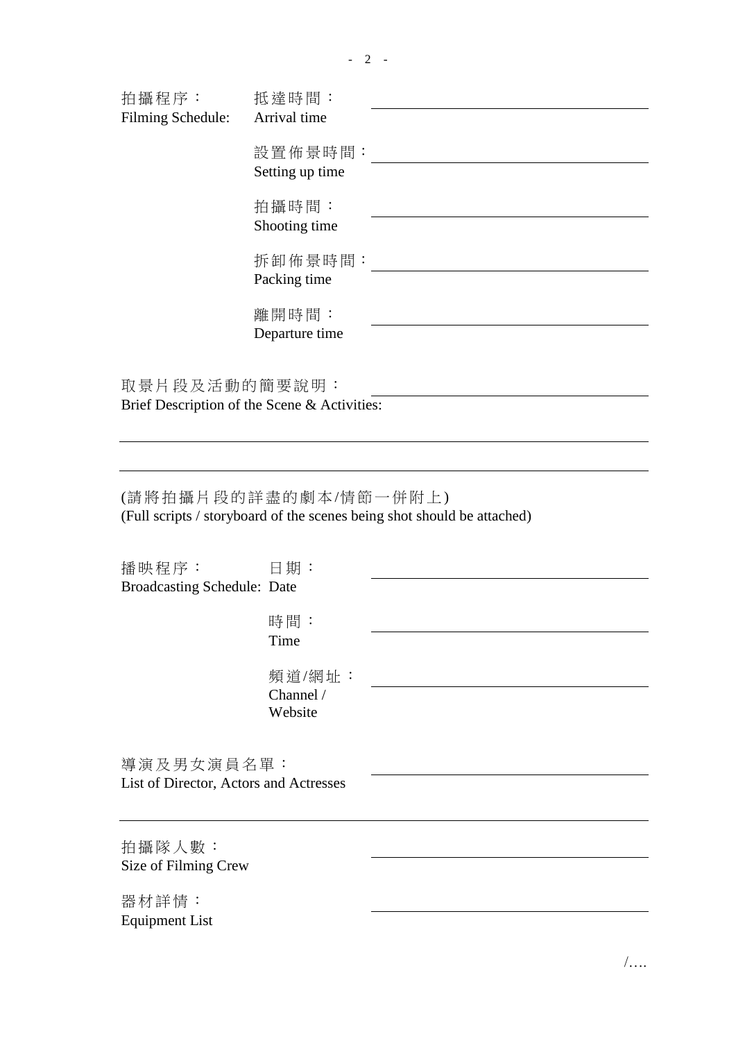拍攝程序：
Filming Schedule:

抵達時間：
Arrival time ____________________

設置佈景時間：
Setting up time ____________________

拍攝時間：
Shooting time ____________________

拆卸佈景時間：
Packing time ____________________

離開時間：
Departure time ____________________

取景片段及活動的簡要說明：
Brief Description of the Scene & Activities: ____________________

____________________

____________________

(請將拍攝片段的詳盡的劇本/情節一併附上)
(Full scripts / storyboard of the scenes being shot should be attached)

播映程序：
Broadcasting Schedule:

日期：
Date ____________________

時間：
Time ____________________

頻道/網址：
Channel / Website ____________________

導演及男女演員名單：
List of Director, Actors and Actresses ____________________

____________________

拍攝隊人數：
Size of Filming Crew ____________________

器材詳情：
Equipment List ____________________

/….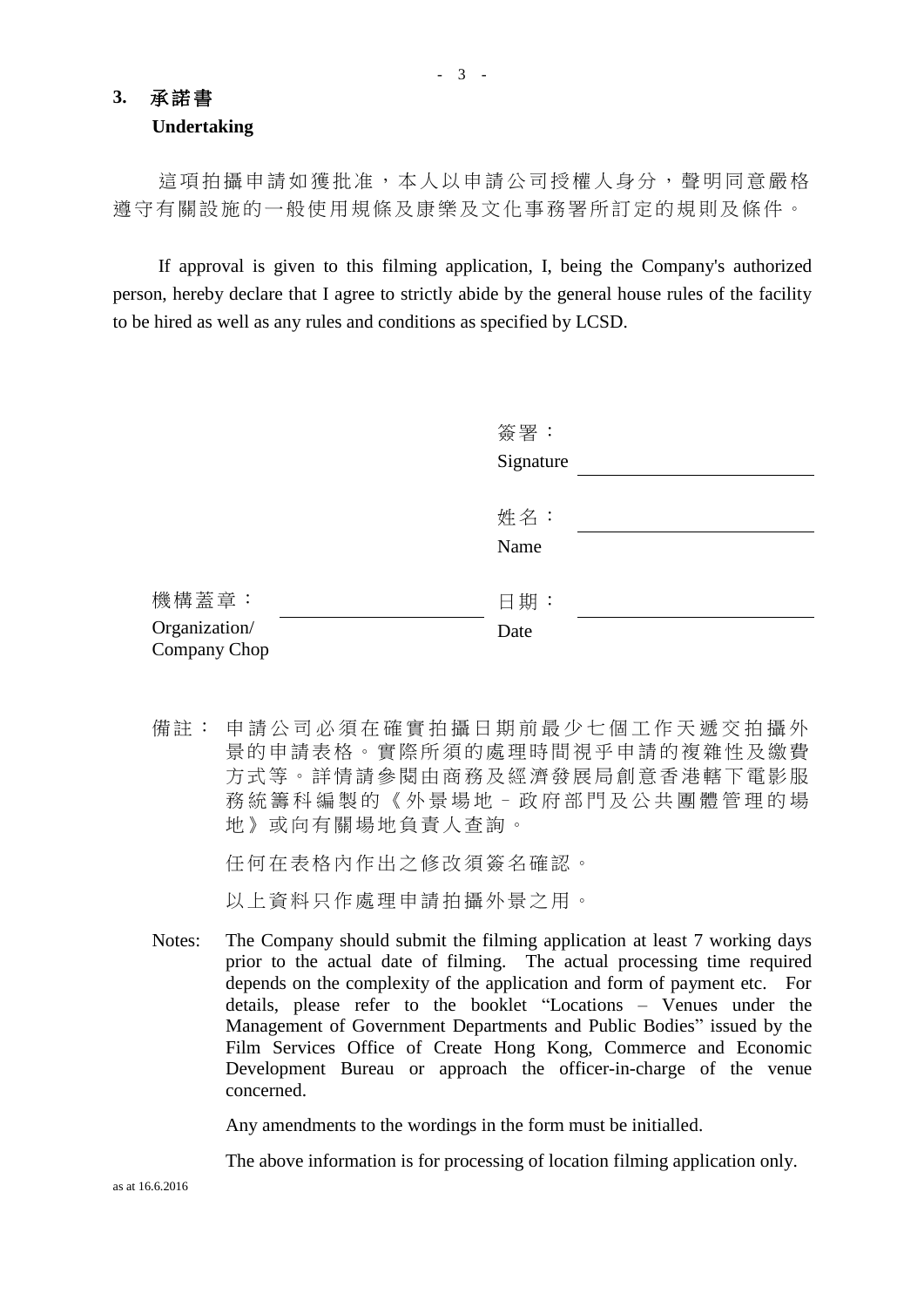## 3. 承諾書
**Undertaking**

這項拍攝申請如獲批准，本人以申請公司授權人身分，聲明同意嚴格遵守有關設施的一般使用規條及康樂及文化事務署所訂定的規則及條件。

If approval is given to this filming application, I, being the Company's authorized person, hereby declare that I agree to strictly abide by the general house rules of the facility to be hired as well as any rules and conditions as specified by LCSD.

簽署：
Signature ____________________

姓名：
Name ____________________

機構蓋章：
Organization/
Company Chop ____________________

日期：
Date ____________________

備註： 申請公司必須在確實拍攝日期前最少七個工作天遞交拍攝外景的申請表格。實際所須的處理時間視乎申請的複雜性及繳費方式等。詳情請參閱由商務及經濟發展局創意香港轄下電影服務統籌科編製的《外景場地–政府部門及公共團體管理的場地》或向有關場地負責人查詢。

任何在表格內作出之修改須簽名確認。

以上資料只作處理申請拍攝外景之用。

Notes: The Company should submit the filming application at least 7 working days prior to the actual date of filming. The actual processing time required depends on the complexity of the application and form of payment etc. For details, please refer to the booklet "Locations – Venues under the Management of Government Departments and Public Bodies" issued by the Film Services Office of Create Hong Kong, Commerce and Economic Development Bureau or approach the officer-in-charge of the venue concerned.

Any amendments to the wordings in the form must be initialled.

The above information is for processing of location filming application only.

as at 16.6.2016